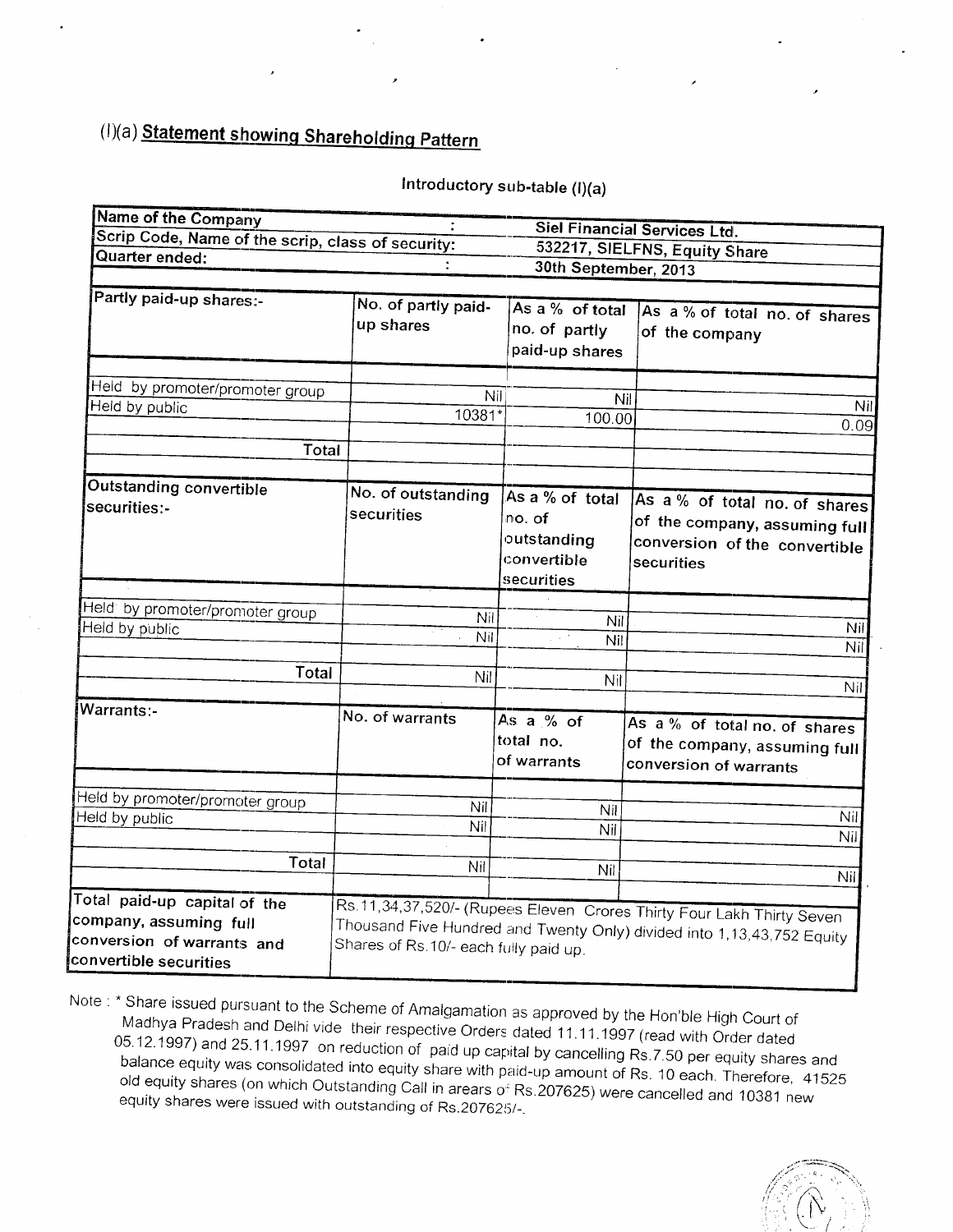# (I)(a) Statement showing Shareholding Pattern

Introductory sub-table (I)(a)

| Name of the Company | : | Siel Financial Services Ltd. |
|---|---|---|
| Scrip Code, Name of the scrip, class of security: | | 532217, SIELFNS, Equity Share |
| Quarter ended: | : | 30th September, 2013 |

| Partly paid-up shares:- | No. of partly paid-up shares | As a % of total no. of partly paid-up shares | As a % of total no. of shares of the company |
|---|---|---|---|
| Held by promoter/promoter group | Nil | Nil | Nil |
| Held by public | 10381* | 100.00 | 0.09 |
| Total | | | |

| Outstanding convertible securities:- | No. of outstanding securities | As a % of total no. of outstanding convertible securities | As a % of total no. of shares of the company, assuming full conversion of the convertible securities |
|---|---|---|---|
| Held by promoter/promoter group | Nil | Nil | Nil |
| Held by public | Nil | Nil | Nil |
| Total | Nil | Nil | Nil |

| Warrants:- | No. of warrants | As a % of total no. of warrants | As a % of total no. of shares of the company, assuming full conversion of warrants |
|---|---|---|---|
| Held by promoter/promoter group | Nil | Nil | Nil |
| Held by public | Nil | Nil | Nil |
| Total | Nil | Nil | Nil |

| Total paid-up capital of the company, assuming full conversion of warrants and convertible securities | Rs.11,34,37,520/- (Rupees Eleven Crores Thirty Four Lakh Thirty Seven Thousand Five Hundred and Twenty Only) divided into 1,13,43,752 Equity Shares of Rs.10/- each fully paid up. |
|---|---|

Note : * Share issued pursuant to the Scheme of Amalgamation as approved by the Hon'ble High Court of Madhya Pradesh and Delhi vide their respective Orders dated 11.11.1997 (read with Order dated 05.12.1997) and 25.11.1997 on reduction of paid up capital by cancelling Rs.7.50 per equity shares and balance equity was consolidated into equity share with paid-up amount of Rs. 10 each. Therefore, 41525 old equity shares (on which Outstanding Call in arears of Rs.207625) were cancelled and 10381 new equity shares were issued with outstanding of Rs.207625/-.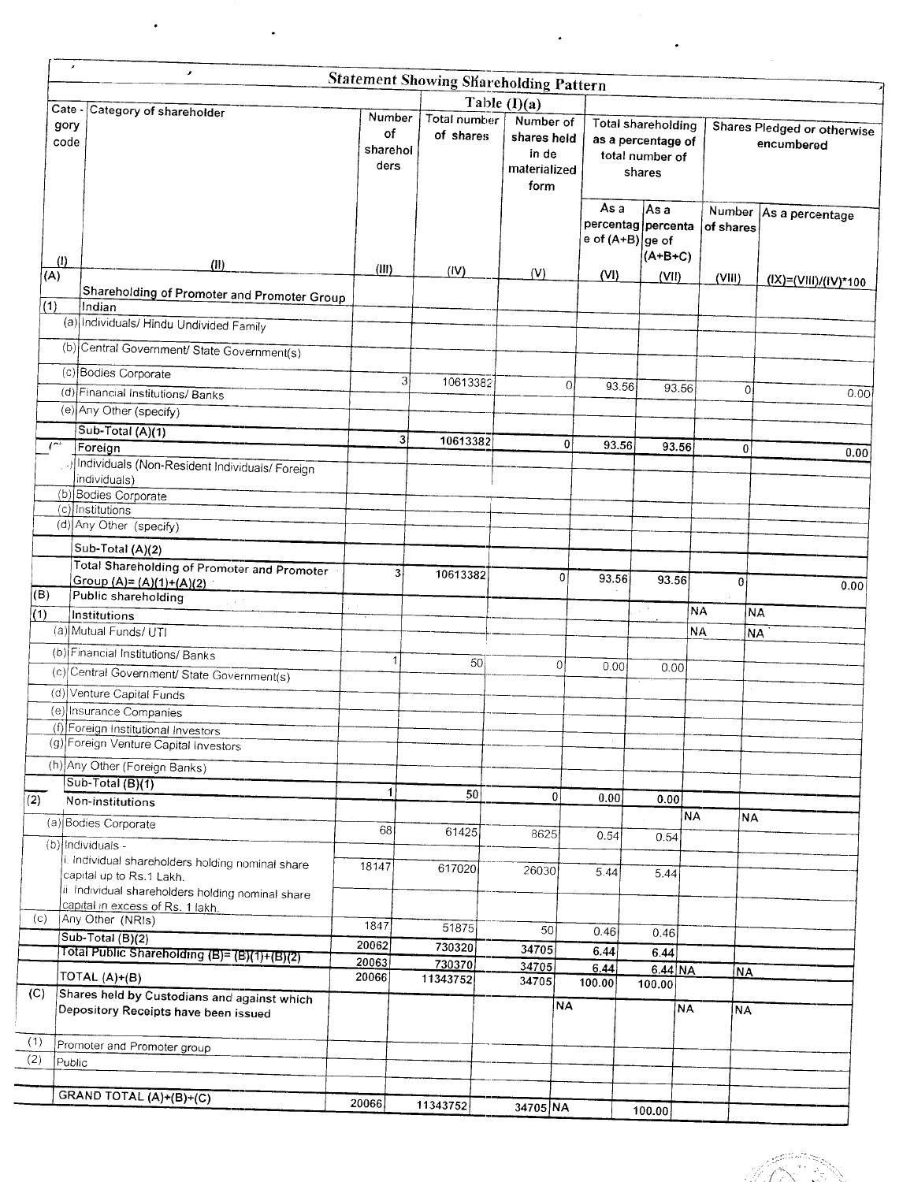## Statement Showing Shareholding Pattern

### Table (I)(a)

| Category code | Category of shareholder | Number of shareholders | Total number of shares | Number of shares held in dematerialized form | Total shareholding as a percentage of total number of shares | | Shares Pledged or otherwise encumbered | |
|---|---|---|---|---|---|---|---|---|
| | | | | | As a percentage of (A+B) | As a percentage of (A+B+C) | Number of shares | As a percentage |
| (I) | (II) | (III) | (IV) | (V) | (VI) | (VII) | (VIII) | (IX)=(VIII)/(IV)*100 |
| (A) | Shareholding of Promoter and Promoter Group | | | | | | | |
| (1) | Indian | | | | | | | |
| (a) | Individuals/ Hindu Undivided Family | | | | | | | |
| (b) | Central Government/ State Government(s) | | | | | | | |
| (c) | Bodies Corporate | 3 | 10613382 | 0 | 93.56 | 93.56 | 0 | 0.00 |
| (d) | Financial Institutions/ Banks | | | | | | | |
| (e) | Any Other (specify) | | | | | | | |
| | Sub-Total (A)(1) | 3 | 10613382 | 0 | 93.56 | 93.56 | 0 | 0.00 |
| (2) | Foreign | | | | | | | |
| (a) | Individuals (Non-Resident Individuals/ Foreign individuals) | | | | | | | |
| (b) | Bodies Corporate | | | | | | | |
| (c) | Institutions | | | | | | | |
| (d) | Any Other (specify) | | | | | | | |
| | Sub-Total (A)(2) | | | | | | | |
| | Total Shareholding of Promoter and Promoter Group (A)= (A)(1)+(A)(2) | 3 | 10613382 | 0 | 93.56 | 93.56 | 0 | 0.00 |
| (B) | Public shareholding | | | | | | | |
| (1) | Institutions | | | | | | NA | NA |
| (a) | Mutual Funds/ UTI | | | | | | NA | NA |
| (b) | Financial Institutions/ Banks | 1 | 50 | 0 | 0.00 | 0.00 | | |
| (c) | Central Government/ State Government(s) | | | | | | | |
| (d) | Venture Capital Funds | | | | | | | |
| (e) | Insurance Companies | | | | | | | |
| (f) | Foreign Institutional Investors | | | | | | | |
| (g) | Foreign Venture Capital Investors | | | | | | | |
| (h) | Any Other (Foreign Banks) | | | | | | | |
| | Sub-Total (B)(1) | 1 | 50 | 0 | 0.00 | 0.00 | | |
| (2) | Non-institutions | | | | | | NA | NA |
| (a) | Bodies Corporate | 68 | 61425 | 8625 | 0.54 | 0.54 | | |
| (b) | Individuals - | | | | | | | |
| | i. Individual shareholders holding nominal share capital up to Rs.1 Lakh. | 18147 | 617020 | 26030 | 5.44 | 5.44 | | |
| | ii. Individual shareholders holding nominal share capital in excess of Rs. 1 lakh. | | | | | | | |
| (c) | Any Other (NRIs) | 1847 | 51875 | 50 | 0.46 | 0.46 | | |
| | Sub-Total (B)(2) | 20062 | 730320 | 34705 | 6.44 | 6.44 | | |
| | Total Public Shareholding (B)= (B)(1)+(B)(2) | 20063 | 730370 | 34705 | 6.44 | 6.44 | NA | NA |
| | TOTAL (A)+(B) | 20066 | 11343752 | 34705 | 100.00 | 100.00 | | |
| (C) | Shares held by Custodians and against which Depository Receipts have been issued | | | NA | | | NA | NA |
| (1) | Promoter and Promoter group | | | | | | | |
| (2) | Public | | | | | | | |
| | GRAND TOTAL (A)+(B)+(C) | 20066 | 11343752 | 34705 | NA | 100.00 | | |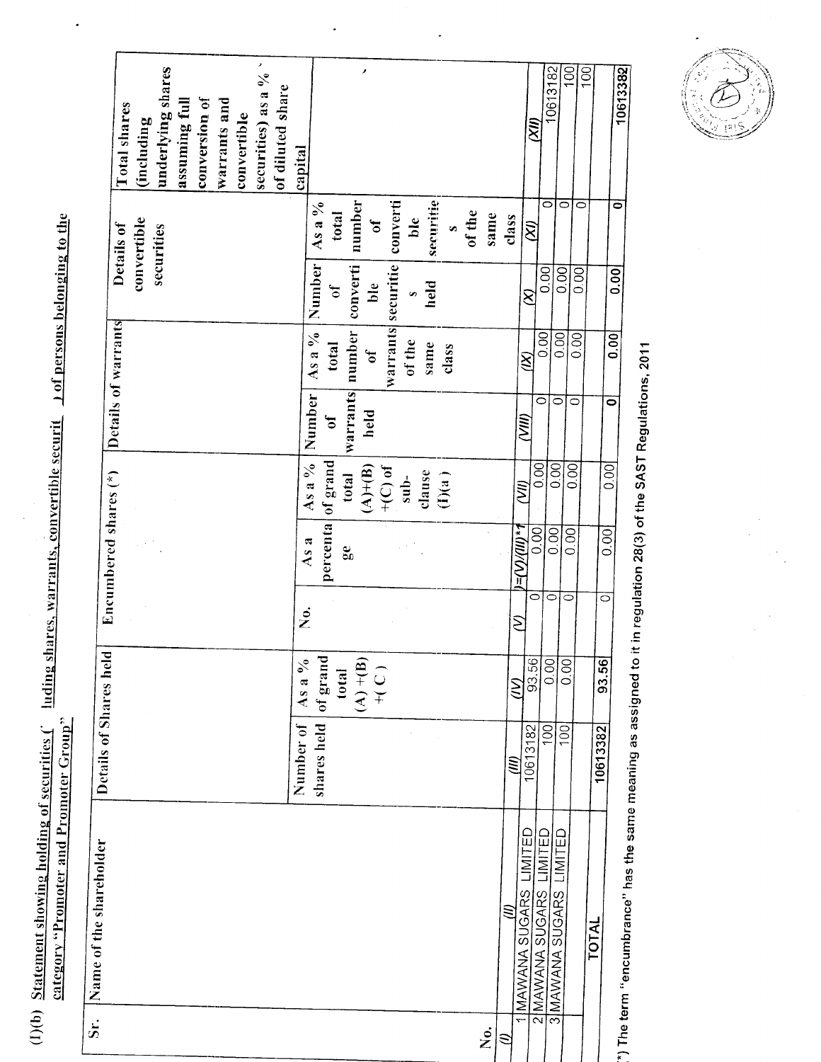(I)(b) Statement showing holding of securities (including shares, warrants, convertible securities) of persons belonging to the category "Promoter and Promoter Group"

| Sr. No. | Name of the shareholder | Details of Shares held | | Encumbered shares (*) | | | Details of warrants | | Details of convertible securities | | Total shares (including underlying shares assuming full conversion of warrants and convertible securities) as a % of diluted share capital |
|---|---|---|---|---|---|---|---|---|---|---|---|
| | | Number of shares held | As a % of grand total (A) +(B) +( C ) | No. | As a percentage | As a % of grand total (A)+(B) +(C) of sub-clause (I)(a) | Number of warrants held | As a % total number of warrants of the same class | Number of convertible securities held | As a % total number of convertible securities of the same class | |
| (I) | (II) | (III) | (IV) | (V) | (VI)=(V)/(III)*100 | (VII) | (VIII) | (IX) | (X) | (XI) | (XII) |
| 1 | MAWANA SUGARS LIMITED | 10613182 | 93.56 | 0 | 0.00 | 0.00 | 0 | 0.00 | 0.00 | 0 | 10613182 |
| 2 | MAWANA SUGARS LIMITED | 100 | 0.00 | 0 | 0.00 | 0.00 | 0 | 0.00 | 0.00 | 0 | 100 |
| 3 | MAWANA SUGARS LIMITED | 100 | 0.00 | 0 | 0.00 | 0.00 | 0 | 0.00 | 0.00 | 0 | 100 |
| | **TOTAL** | **10613382** | **93.56** | **0** | **0.00** | **0.00** | **0** | **0.00** | **0.00** | **0** | **10613382** |

(*) The term "encumbrance" has the same meaning as assigned to it in regulation 28(3) of the SAST Regulations, 2011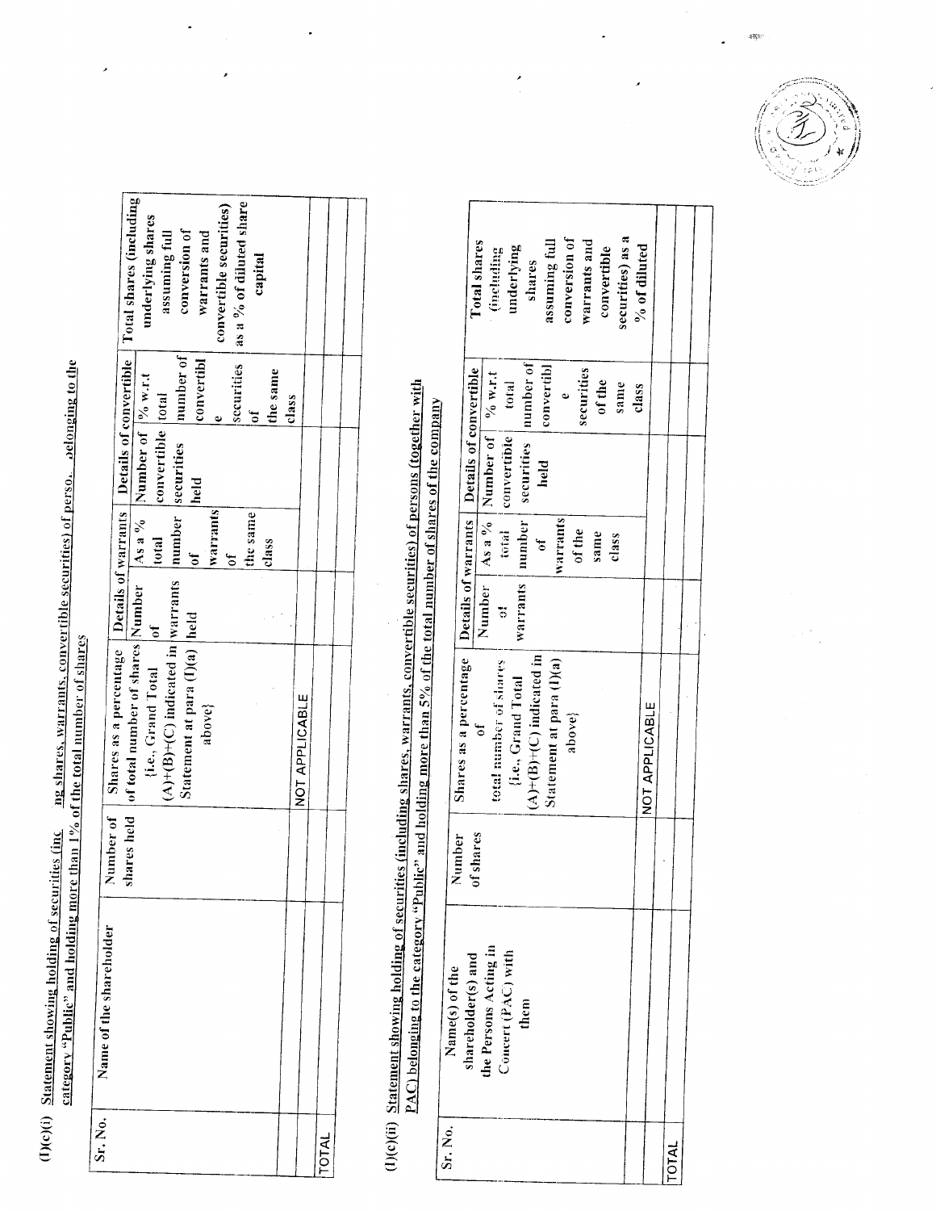(I)(c)(i) Statement showing holding of securities (inc ng shares, warrants, convertible securities) of perso. pelonging to the category "Public" and holding more than 1% of the total number of shares

| Sr. No. | Name of the shareholder | Number of shares held | Shares as a percentage of total number of shares {i.e., Grand Total (A)+(B)+(C) indicated in Statement at para (I)(a) above} | Details of warrants | | Details of convertible | | Total shares (including underlying shares assuming full conversion of warrants and convertible securities) as a % of diluted share capital |
|---|---|---|---|---|---|---|---|---|
| | | | | Number of warrants held | As a % total number of warrants of the same class | Number of convertible securities held | % w.r.t total number of convertible securities of the same class | |
| | | | NOT APPLICABLE | | | | | |
| TOTAL | | | | | | | | |

(I)(c)(ii) Statement showing holding of securities (including shares, warrants, convertible securities) of persons (together with PAC) belonging to the category "Public" and holding more than 5% of the total number of shares of the company

| Sr. No. | Name(s) of the shareholder(s) and the Persons Acting in Concert (PAC) with them | Number of shares | Shares as a percentage of total number of shares {i.e., Grand Total (A)+(B)+(C) indicated in Statement at para (I)(a) above} | Details of warrants | | Details of convertible | | Total shares (including underlying shares assuming full conversion of warrants and convertible securities) as a % of diluted |
|---|---|---|---|---|---|---|---|---|
| | | | | Number of warrants | As a % total number of warrants of the same class | Number of convertible securities held | % w.r.t total number of convertible securities of the same class | |
| | | | NOT APPLICABLE | | | | | |
| TOTAL | | | | | | | | |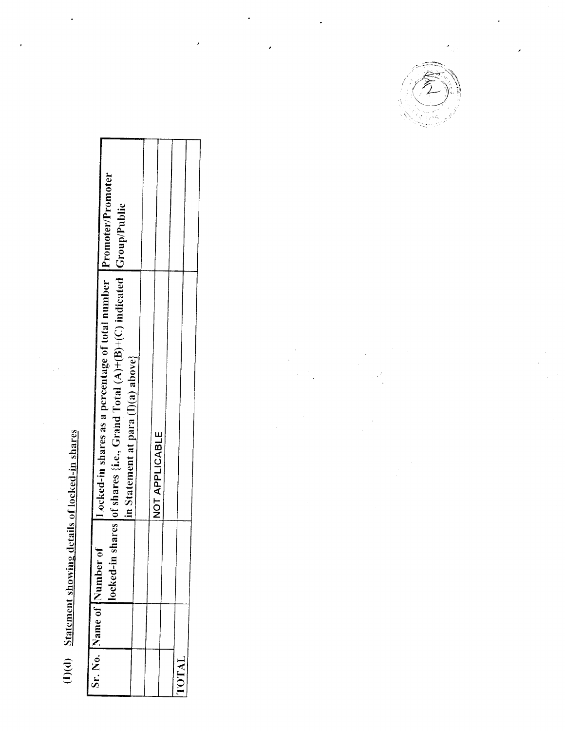## (I)(d) Statement showing details of locked-in shares

| Sr. No. | Name of | Number of locked-in shares | Locked-in shares as a percentage of total number of shares {i.e., Grand Total (A)+(B)+(C) indicated in Statement at para (I)(a) above} | Promoter/Promoter Group/Public |
|---|---|---|---|---|
| | | | | |
| | | | NOT APPLICABLE | |
| | | | | |
| TOTAL | | | | |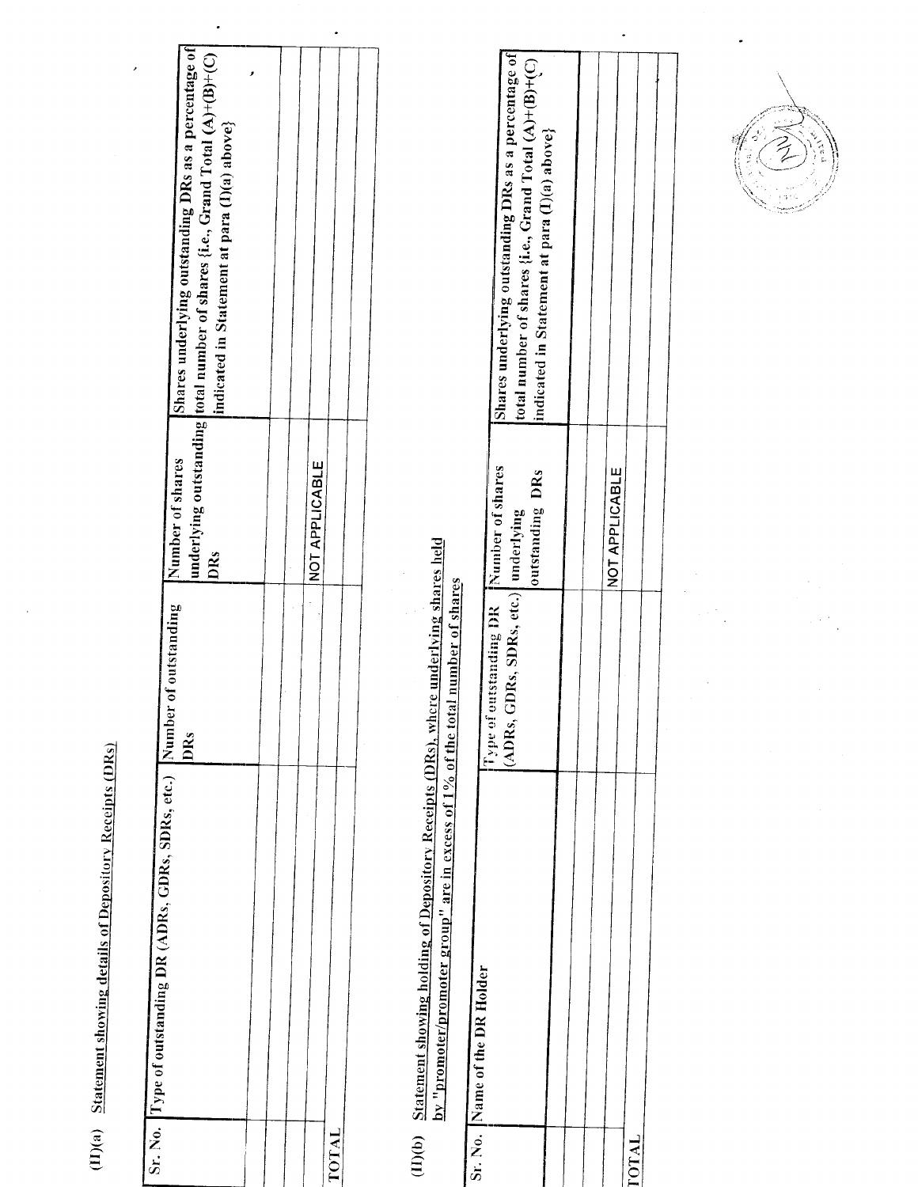## (II)(a) Statement showing details of Depository Receipts (DRs)

| Sr. No. | Type of outstanding DR (ADRs, GDRs, SDRs, etc.) | Number of outstanding DRs | Number of shares underlying outstanding DRs | Shares underlying outstanding DRs as a percentage of total number of shares {i.e., Grand Total (A)+(B)+(C) indicated in Statement at para (I)(a) above} |
|---|---|---|---|---|
| | | | | |
| | | | | |
| | | | NOT APPLICABLE | |
| TOTAL | | | | |

## (II)(b) Statement showing holding of Depository Receipts (DRs), where underlying shares held by "promoter/promoter group" are in excess of 1% of the total number of shares

| Sr. No. | Name of the DR Holder | Type of outstanding DR (ADRs, GDRs, SDRs, etc.) | Number of shares underlying outstanding DRs | Shares underlying outstanding DRs as a percentage of total number of shares {i.e., Grand Total (A)+(B)+(C) indicated in Statement at para (I)(a) above} |
|---|---|---|---|---|
| | | | | |
| | | | | |
| | | | NOT APPLICABLE | |
| TOTAL | | | | |